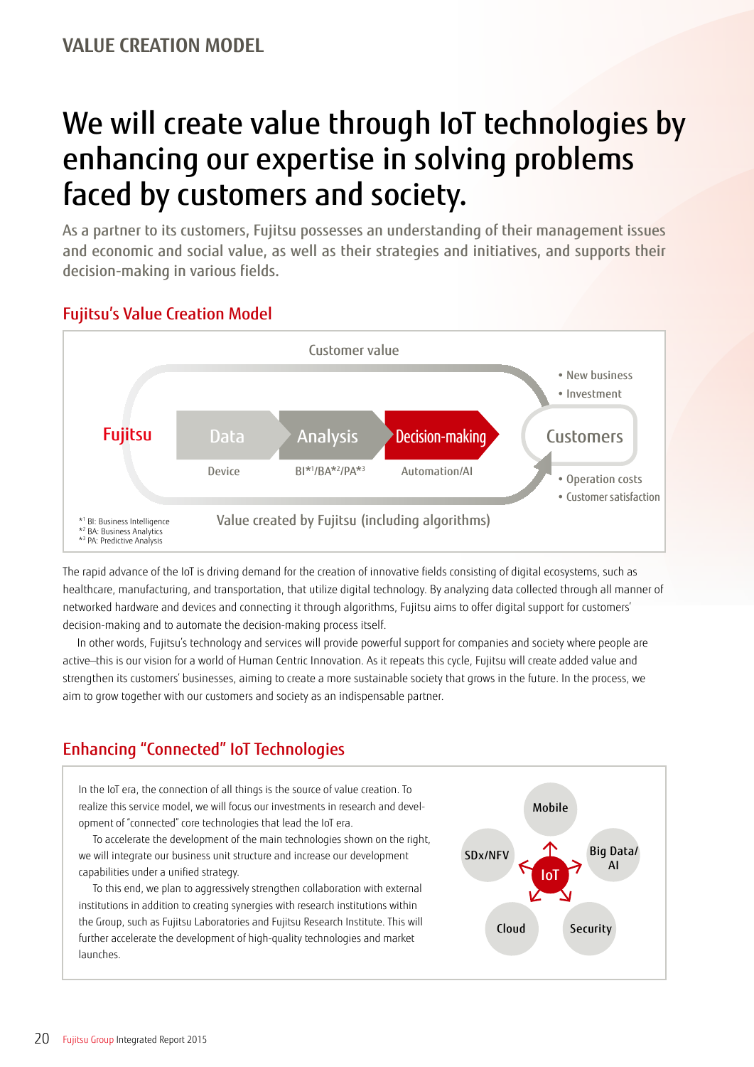VALUE CREATION MODEL

# We will create value through IoT technologies by enhancing our expertise in solving problems faced by customers and society.

As a partner to its customers, Fujitsu possesses an understanding of their management issues and economic and social value, as well as their strategies and initiatives, and supports their decision-making in various fields.

## Fujitsu's Value Creation Model

Customer value

Fujitsu — Data (Device) → Analysis (BI*[1]/BA*[2]/PA*[3]) → Decision-making (Automation/AI) → Customers

- New business
- Investment
- Operation costs
- Customer satisfaction

Value created by Fujitsu (including algorithms)

*[1] BI: Business Intelligence
*[2] BA: Business Analytics
*[3] PA: Predictive Analysis

The rapid advance of the IoT is driving demand for the creation of innovative fields consisting of digital ecosystems, such as healthcare, manufacturing, and transportation, that utilize digital technology. By analyzing data collected through all manner of networked hardware and devices and connecting it through algorithms, Fujitsu aims to offer digital support for customers' decision-making and to automate the decision-making process itself.

In other words, Fujitsu's technology and services will provide powerful support for companies and society where people are active—this is our vision for a world of Human Centric Innovation. As it repeats this cycle, Fujitsu will create added value and strengthen its customers' businesses, aiming to create a more sustainable society that grows in the future. In the process, we aim to grow together with our customers and society as an indispensable partner.

## Enhancing "Connected" IoT Technologies

In the IoT era, the connection of all things is the source of value creation. To realize this service model, we will focus our investments in research and development of "connected" core technologies that lead the IoT era.

To accelerate the development of the main technologies shown on the right, we will integrate our business unit structure and increase our development capabilities under a unified strategy.

To this end, we plan to aggressively strengthen collaboration with external institutions in addition to creating synergies with research institutions within the Group, such as Fujitsu Laboratories and Fujitsu Research Institute. This will further accelerate the development of high-quality technologies and market launches.

IoT: Mobile, Big Data/AI, Security, Cloud, SDx/NFV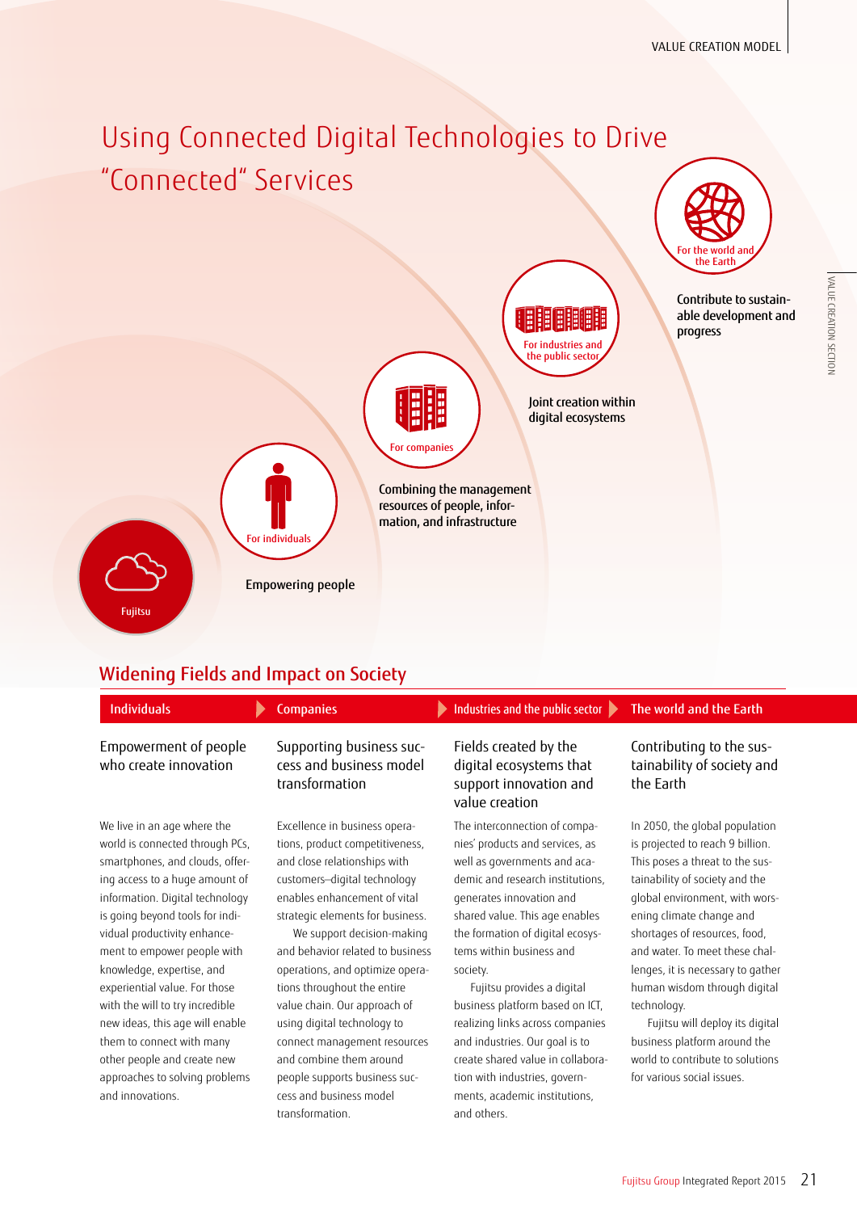# Using Connected Digital Technologies to Drive "Connected" Services

Fujitsu

For individuals

Empowering people

For companies

Combining the management resources of people, information, and infrastructure

For industries and the public sector

Joint creation within digital ecosystems

For the world and the Earth

Contribute to sustainable development and progress

## Widening Fields and Impact on Society

### Individuals

#### Empowerment of people who create innovation

We live in an age where the world is connected through PCs, smartphones, and clouds, offering access to a huge amount of information. Digital technology is going beyond tools for individual productivity enhancement to empower people with knowledge, expertise, and experiential value. For those with the will to try incredible new ideas, this age will enable them to connect with many other people and create new approaches to solving problems and innovations.

### Companies

#### Supporting business success and business model transformation

Excellence in business operations, product competitiveness, and close relationships with customers—digital technology enables enhancement of vital strategic elements for business.

We support decision-making and behavior related to business operations, and optimize operations throughout the entire value chain. Our approach of using digital technology to connect management resources and combine them around people supports business success and business model transformation.

### Industries and the public sector

#### Fields created by the digital ecosystems that support innovation and value creation

The interconnection of companies' products and services, as well as governments and academic and research institutions, generates innovation and shared value. This age enables the formation of digital ecosystems within business and society.

Fujitsu provides a digital business platform based on ICT, realizing links across companies and industries. Our goal is to create shared value in collaboration with industries, governments, academic institutions, and others.

### The world and the Earth

#### Contributing to the sustainability of society and the Earth

In 2050, the global population is projected to reach 9 billion. This poses a threat to the sustainability of society and the global environment, with worsening climate change and shortages of resources, food, and water. To meet these challenges, it is necessary to gather human wisdom through digital technology.

Fujitsu will deploy its digital business platform around the world to contribute to solutions for various social issues.